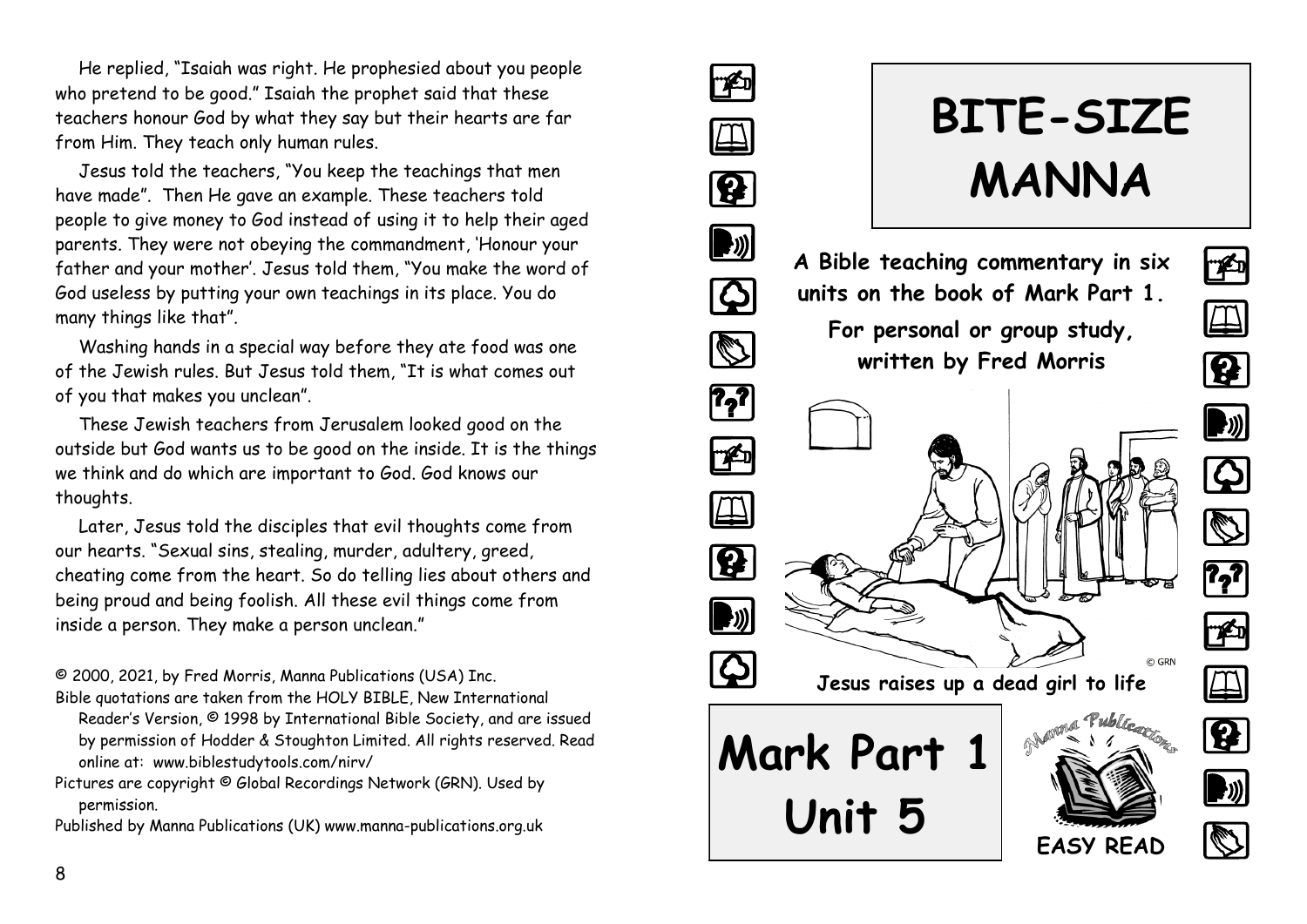He replied, "Isaiah was right. He prophesied about you people who pretend to be good." Isaiah the prophet said that these teachers honour God by what they say but their hearts are far from Him. They teach only human rules.

Jesus told the teachers, "You keep the teachings that men have made". Then He gave an example. These teachers told people to give money to God instead of using it to help their aged parents. They were not obeying the commandment, 'Honour your father and your mother'. Jesus told them, "You make the word of God useless by putting your own teachings in its place. You do many things like that".

Washing hands in a special way before they ate food was one of the Jewish rules. But Jesus told them, "It is what comes out of you that makes you unclean".

These Jewish teachers from Jerusalem looked good on the outside but God wants us to be good on the inside. It is the things we think and do which are important to God. God knows our thoughts.

Later, Jesus told the disciples that evil thoughts come from our hearts. "Sexual sins, stealing, murder, adultery, greed, cheating come from the heart. So do telling lies about others and being proud and being foolish. All these evil things come from inside a person. They make a person unclean."

© 2000, 2021, by Fred Morris, Manna Publications (USA) Inc.

Bible quotations are taken from the HOLY BIBLE, New International Reader's Version, © 1998 by International Bible Society, and are issued by permission of Hodder & Stoughton Limited. All rights reserved. Read online at: www.biblestudytools.com/nirv/

Pictures are copyright © Global Recordings Network (GRN). Used by permission.

Published by Manna Publications (UK) www.manna-publications.org.uk

# BITE-SIZE MANNA

**A Bible teaching commentary in six units on the book of Mark Part 1.**

**For personal or group study, written by Fred Morris**

© GRN

**Jesus raises up a dead girl to life**

# Mark Part 1 Unit 5

Manna Publications

**EASY READ**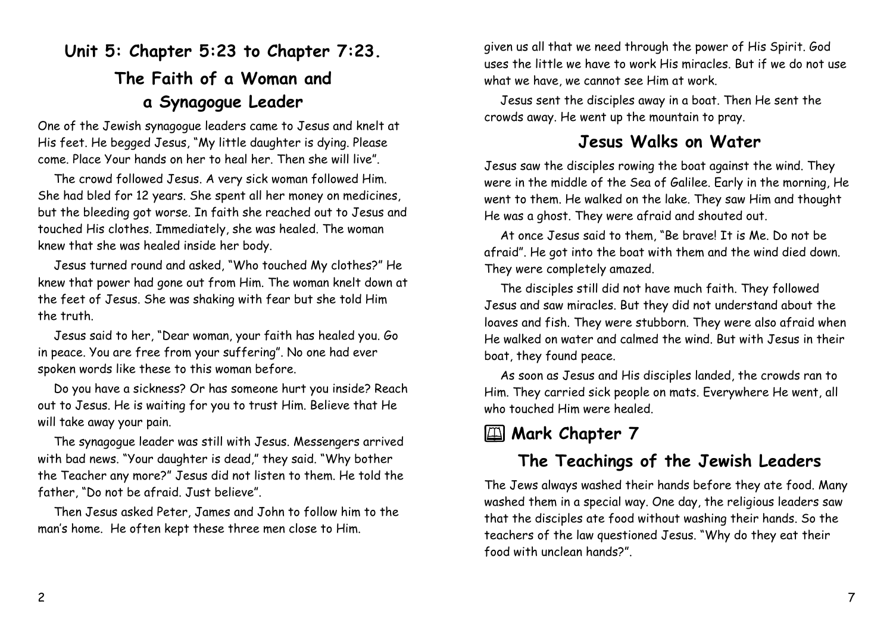## Unit 5: Chapter 5:23 to Chapter 7:23.

## The Faith of a Woman and a Synagogue Leader

One of the Jewish synagogue leaders came to Jesus and knelt at His feet. He begged Jesus, "My little daughter is dying. Please come. Place Your hands on her to heal her. Then she will live".

The crowd followed Jesus. A very sick woman followed Him. She had bled for 12 years. She spent all her money on medicines, but the bleeding got worse. In faith she reached out to Jesus and touched His clothes. Immediately, she was healed. The woman knew that she was healed inside her body.

Jesus turned round and asked, "Who touched My clothes?" He knew that power had gone out from Him. The woman knelt down at the feet of Jesus. She was shaking with fear but she told Him the truth.

Jesus said to her, "Dear woman, your faith has healed you. Go in peace. You are free from your suffering". No one had ever spoken words like these to this woman before.

Do you have a sickness? Or has someone hurt you inside? Reach out to Jesus. He is waiting for you to trust Him. Believe that He will take away your pain.

The synagogue leader was still with Jesus. Messengers arrived with bad news. "Your daughter is dead," they said. "Why bother the Teacher any more?" Jesus did not listen to them. He told the father, "Do not be afraid. Just believe".

Then Jesus asked Peter, James and John to follow him to the man's home. He often kept these three men close to Him.

given us all that we need through the power of His Spirit. God uses the little we have to work His miracles. But if we do not use what we have, we cannot see Him at work.

Jesus sent the disciples away in a boat. Then He sent the crowds away. He went up the mountain to pray.

## Jesus Walks on Water

Jesus saw the disciples rowing the boat against the wind. They were in the middle of the Sea of Galilee. Early in the morning, He went to them. He walked on the lake. They saw Him and thought He was a ghost. They were afraid and shouted out.

At once Jesus said to them, "Be brave! It is Me. Do not be afraid". He got into the boat with them and the wind died down. They were completely amazed.

The disciples still did not have much faith. They followed Jesus and saw miracles. But they did not understand about the loaves and fish. They were stubborn. They were also afraid when He walked on water and calmed the wind. But with Jesus in their boat, they found peace.

As soon as Jesus and His disciples landed, the crowds ran to Him. They carried sick people on mats. Everywhere He went, all who touched Him were healed.

## 🕮 Mark Chapter 7

## The Teachings of the Jewish Leaders

The Jews always washed their hands before they ate food. Many washed them in a special way. One day, the religious leaders saw that the disciples ate food without washing their hands. So the teachers of the law questioned Jesus. "Why do they eat their food with unclean hands?".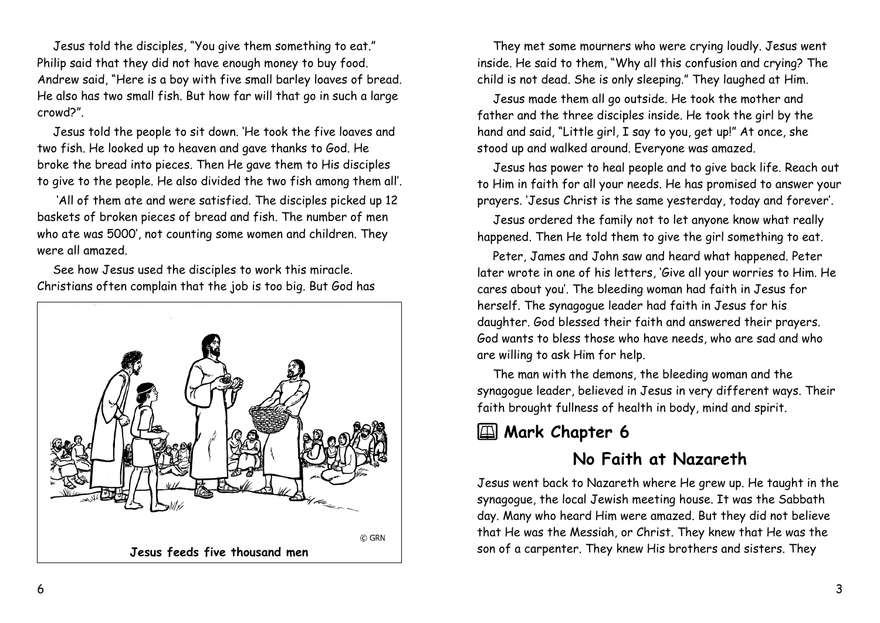Jesus told the disciples, "You give them something to eat." Philip said that they did not have enough money to buy food. Andrew said, "Here is a boy with five small barley loaves of bread. He also has two small fish. But how far will that go in such a large crowd?".

Jesus told the people to sit down. 'He took the five loaves and two fish. He looked up to heaven and gave thanks to God. He broke the bread into pieces. Then He gave them to His disciples to give to the people. He also divided the two fish among them all'.

'All of them ate and were satisfied. The disciples picked up 12 baskets of broken pieces of bread and fish. The number of men who ate was 5000', not counting some women and children. They were all amazed.

See how Jesus used the disciples to work this miracle. Christians often complain that the job is too big. But God has

© GRN

**Jesus feeds five thousand men**

They met some mourners who were crying loudly. Jesus went inside. He said to them, "Why all this confusion and crying? The child is not dead. She is only sleeping." They laughed at Him.

Jesus made them all go outside. He took the mother and father and the three disciples inside. He took the girl by the hand and said, "Little girl, I say to you, get up!" At once, she stood up and walked around. Everyone was amazed.

Jesus has power to heal people and to give back life. Reach out to Him in faith for all your needs. He has promised to answer your prayers. 'Jesus Christ is the same yesterday, today and forever'.

Jesus ordered the family not to let anyone know what really happened. Then He told them to give the girl something to eat.

Peter, James and John saw and heard what happened. Peter later wrote in one of his letters, 'Give all your worries to Him. He cares about you'. The bleeding woman had faith in Jesus for herself. The synagogue leader had faith in Jesus for his daughter. God blessed their faith and answered their prayers. God wants to bless those who have needs, who are sad and who are willing to ask Him for help.

The man with the demons, the bleeding woman and the synagogue leader, believed in Jesus in very different ways. Their faith brought fullness of health in body, mind and spirit.

## 📖 Mark Chapter 6

### No Faith at Nazareth

Jesus went back to Nazareth where He grew up. He taught in the synagogue, the local Jewish meeting house. It was the Sabbath day. Many who heard Him were amazed. But they did not believe that He was the Messiah, or Christ. They knew that He was the son of a carpenter. They knew His brothers and sisters. They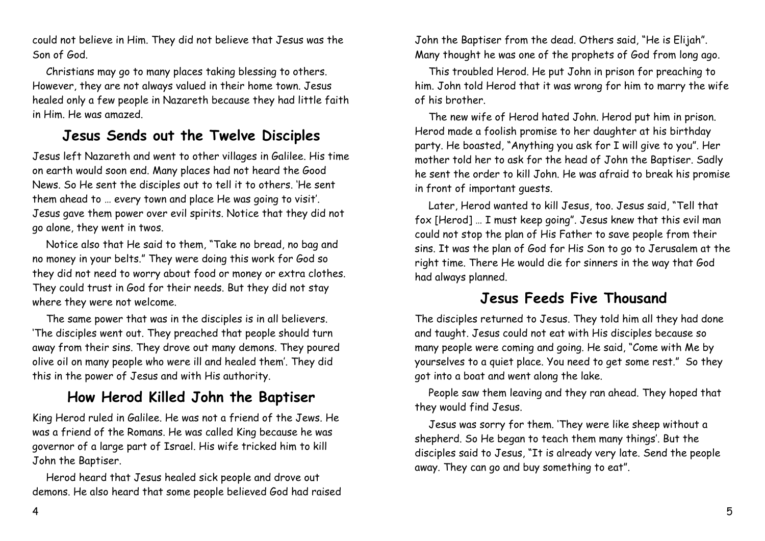could not believe in Him. They did not believe that Jesus was the Son of God.

Christians may go to many places taking blessing to others. However, they are not always valued in their home town. Jesus healed only a few people in Nazareth because they had little faith in Him. He was amazed.

## Jesus Sends out the Twelve Disciples

Jesus left Nazareth and went to other villages in Galilee. His time on earth would soon end. Many places had not heard the Good News. So He sent the disciples out to tell it to others. 'He sent them ahead to … every town and place He was going to visit'. Jesus gave them power over evil spirits. Notice that they did not go alone, they went in twos.

Notice also that He said to them, "Take no bread, no bag and no money in your belts." They were doing this work for God so they did not need to worry about food or money or extra clothes. They could trust in God for their needs. But they did not stay where they were not welcome.

The same power that was in the disciples is in all believers. 'The disciples went out. They preached that people should turn away from their sins. They drove out many demons. They poured olive oil on many people who were ill and healed them'. They did this in the power of Jesus and with His authority.

## How Herod Killed John the Baptiser

King Herod ruled in Galilee. He was not a friend of the Jews. He was a friend of the Romans. He was called King because he was governor of a large part of Israel. His wife tricked him to kill John the Baptiser.

Herod heard that Jesus healed sick people and drove out demons. He also heard that some people believed God had raised John the Baptiser from the dead. Others said, "He is Elijah". Many thought he was one of the prophets of God from long ago.

This troubled Herod. He put John in prison for preaching to him. John told Herod that it was wrong for him to marry the wife of his brother.

The new wife of Herod hated John. Herod put him in prison. Herod made a foolish promise to her daughter at his birthday party. He boasted, "Anything you ask for I will give to you". Her mother told her to ask for the head of John the Baptiser. Sadly he sent the order to kill John. He was afraid to break his promise in front of important guests.

Later, Herod wanted to kill Jesus, too. Jesus said, "Tell that fox [Herod] … I must keep going". Jesus knew that this evil man could not stop the plan of His Father to save people from their sins. It was the plan of God for His Son to go to Jerusalem at the right time. There He would die for sinners in the way that God had always planned.

## Jesus Feeds Five Thousand

The disciples returned to Jesus. They told him all they had done and taught. Jesus could not eat with His disciples because so many people were coming and going. He said, "Come with Me by yourselves to a quiet place. You need to get some rest." So they got into a boat and went along the lake.

People saw them leaving and they ran ahead. They hoped that they would find Jesus.

Jesus was sorry for them. 'They were like sheep without a shepherd. So He began to teach them many things'. But the disciples said to Jesus, "It is already very late. Send the people away. They can go and buy something to eat".